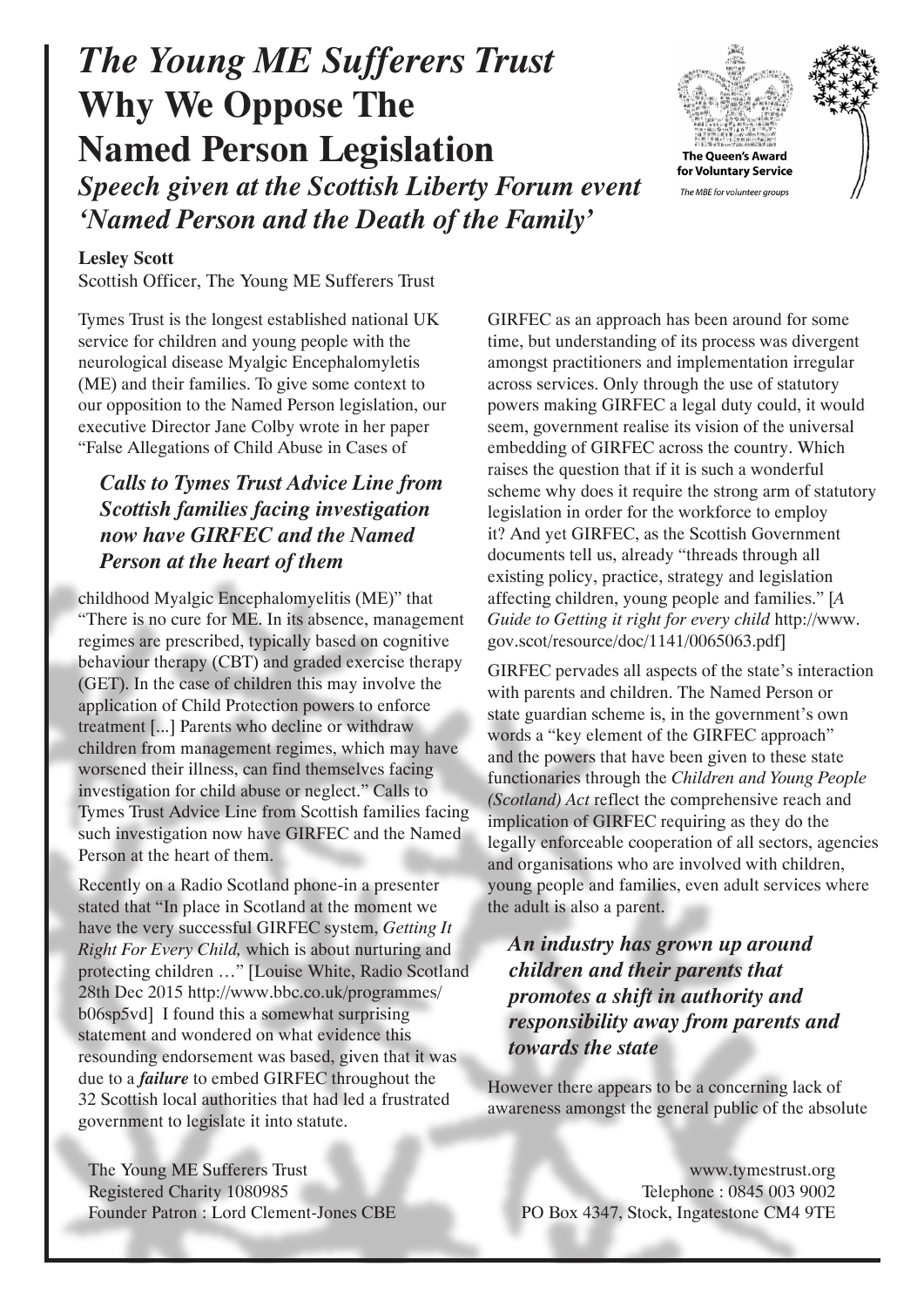# *The Young ME Sufferers Trust*
# Why We Oppose The Named Person Legislation

***Speech given at the Scottish Liberty Forum event 'Named Person and the Death of the Family'***

The Queen's Award for Voluntary Service
*The MBE for volunteer groups*

**Lesley Scott**
Scottish Officer, The Young ME Sufferers Trust

Tymes Trust is the longest established national UK service for children and young people with the neurological disease Myalgic Encephalomyletis (ME) and their families. To give some context to our opposition to the Named Person legislation, our executive Director Jane Colby wrote in her paper "False Allegations of Child Abuse in Cases of childhood Myalgic Encephalomyelitis (ME)" that "There is no cure for ME. In its absence, management regimes are prescribed, typically based on cognitive behaviour therapy (CBT) and graded exercise therapy (GET). In the case of children this may involve the application of Child Protection powers to enforce treatment [...] Parents who decline or withdraw children from management regimes, which may have worsened their illness, can find themselves facing investigation for child abuse or neglect." Calls to Tymes Trust Advice Line from Scottish families facing such investigation now have GIRFEC and the Named Person at the heart of them.

> ***Calls to Tymes Trust Advice Line from Scottish families facing investigation now have GIRFEC and the Named Person at the heart of them***

Recently on a Radio Scotland phone-in a presenter stated that "In place in Scotland at the moment we have the very successful GIRFEC system, *Getting It Right For Every Child,* which is about nurturing and protecting children …" [Louise White, Radio Scotland 28th Dec 2015 http://www.bbc.co.uk/programmes/b06sp5vd] I found this a somewhat surprising statement and wondered on what evidence this resounding endorsement was based, given that it was due to a ***failure*** to embed GIRFEC throughout the 32 Scottish local authorities that had led a frustrated government to legislate it into statute.

GIRFEC as an approach has been around for some time, but understanding of its process was divergent amongst practitioners and implementation irregular across services. Only through the use of statutory powers making GIRFEC a legal duty could, it would seem, government realise its vision of the universal embedding of GIRFEC across the country. Which raises the question that if it is such a wonderful scheme why does it require the strong arm of statutory legislation in order for the workforce to employ it? And yet GIRFEC, as the Scottish Government documents tell us, already "threads through all existing policy, practice, strategy and legislation affecting children, young people and families." [*A Guide to Getting it right for every child* http://www.gov.scot/resource/doc/1141/0065063.pdf]

GIRFEC pervades all aspects of the state's interaction with parents and children. The Named Person or state guardian scheme is, in the government's own words a "key element of the GIRFEC approach" and the powers that have been given to these state functionaries through the *Children and Young People (Scotland) Act* reflect the comprehensive reach and implication of GIRFEC requiring as they do the legally enforceable cooperation of all sectors, agencies and organisations who are involved with children, young people and families, even adult services where the adult is also a parent.

> ***An industry has grown up around children and their parents that promotes a shift in authority and responsibility away from parents and towards the state***

However there appears to be a concerning lack of awareness amongst the general public of the absolute

The Young ME Sufferers Trust
Registered Charity 1080985
Founder Patron : Lord Clement-Jones CBE

www.tymestrust.org
Telephone : 0845 003 9002
PO Box 4347, Stock, Ingatestone CM4 9TE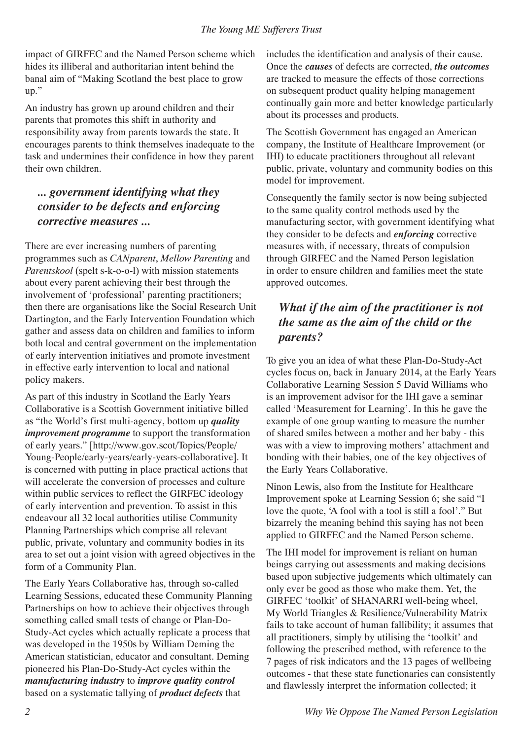impact of GIRFEC and the Named Person scheme which hides its illiberal and authoritarian intent behind the banal aim of "Making Scotland the best place to grow up."

An industry has grown up around children and their parents that promotes this shift in authority and responsibility away from parents towards the state. It encourages parents to think themselves inadequate to the task and undermines their confidence in how they parent their own children.

### *... government identifying what they consider to be defects and enforcing corrective measures ...*

There are ever increasing numbers of parenting programmes such as *CANparent*, *Mellow Parenting* and *Parentskool* (spelt s-k-o-o-l) with mission statements about every parent achieving their best through the involvement of 'professional' parenting practitioners; then there are organisations like the Social Research Unit Dartington, and the Early Intervention Foundation which gather and assess data on children and families to inform both local and central government on the implementation of early intervention initiatives and promote investment in effective early intervention to local and national policy makers.

As part of this industry in Scotland the Early Years Collaborative is a Scottish Government initiative billed as "the World's first multi-agency, bottom up ***quality improvement programme*** to support the transformation of early years." [http://www.gov.scot/Topics/People/Young-People/early-years/early-years-collaborative]. It is concerned with putting in place practical actions that will accelerate the conversion of processes and culture within public services to reflect the GIRFEC ideology of early intervention and prevention. To assist in this endeavour all 32 local authorities utilise Community Planning Partnerships which comprise all relevant public, private, voluntary and community bodies in its area to set out a joint vision with agreed objectives in the form of a Community Plan.

The Early Years Collaborative has, through so-called Learning Sessions, educated these Community Planning Partnerships on how to achieve their objectives through something called small tests of change or Plan-Do-Study-Act cycles which actually replicate a process that was developed in the 1950s by William Deming the American statistician, educator and consultant. Deming pioneered his Plan-Do-Study-Act cycles within the ***manufacturing industry*** to ***improve quality control*** based on a systematic tallying of ***product defects*** that includes the identification and analysis of their cause. Once the ***causes*** of defects are corrected, ***the outcomes*** are tracked to measure the effects of those corrections on subsequent product quality helping management continually gain more and better knowledge particularly about its processes and products.

The Scottish Government has engaged an American company, the Institute of Healthcare Improvement (or IHI) to educate practitioners throughout all relevant public, private, voluntary and community bodies on this model for improvement.

Consequently the family sector is now being subjected to the same quality control methods used by the manufacturing sector, with government identifying what they consider to be defects and ***enforcing*** corrective measures with, if necessary, threats of compulsion through GIRFEC and the Named Person legislation in order to ensure children and families meet the state approved outcomes.

### *What if the aim of the practitioner is not the same as the aim of the child or the parents?*

To give you an idea of what these Plan-Do-Study-Act cycles focus on, back in January 2014, at the Early Years Collaborative Learning Session 5 David Williams who is an improvement advisor for the IHI gave a seminar called 'Measurement for Learning'. In this he gave the example of one group wanting to measure the number of shared smiles between a mother and her baby - this was with a view to improving mothers' attachment and bonding with their babies, one of the key objectives of the Early Years Collaborative.

Ninon Lewis, also from the Institute for Healthcare Improvement spoke at Learning Session 6; she said "I love the quote, 'A fool with a tool is still a fool'." But bizarrely the meaning behind this saying has not been applied to GIRFEC and the Named Person scheme.

The IHI model for improvement is reliant on human beings carrying out assessments and making decisions based upon subjective judgements which ultimately can only ever be good as those who make them. Yet, the GIRFEC 'toolkit' of SHANARRI well-being wheel, My World Triangles & Resilience/Vulnerability Matrix fails to take account of human fallibility; it assumes that all practitioners, simply by utilising the 'toolkit' and following the prescribed method, with reference to the 7 pages of risk indicators and the 13 pages of wellbeing outcomes - that these state functionaries can consistently and flawlessly interpret the information collected; it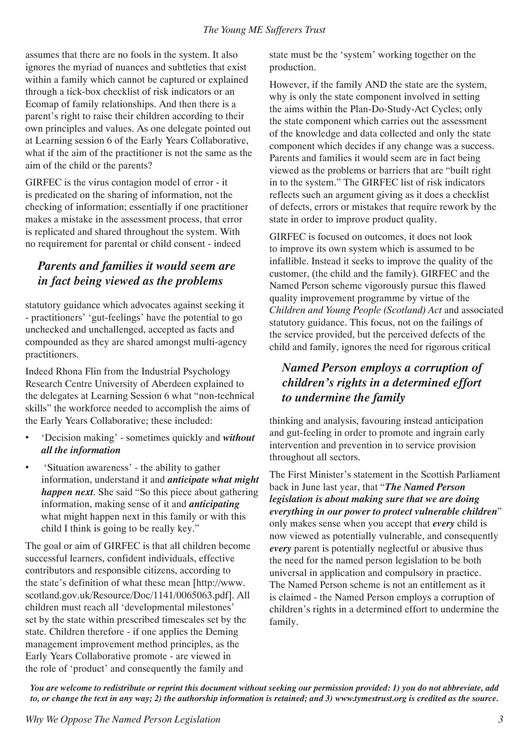assumes that there are no fools in the system. It also ignores the myriad of nuances and subtleties that exist within a family which cannot be captured or explained through a tick-box checklist of risk indicators or an Ecomap of family relationships. And then there is a parent's right to raise their children according to their own principles and values. As one delegate pointed out at Learning session 6 of the Early Years Collaborative, what if the aim of the practitioner is not the same as the aim of the child or the parents?

GIRFEC is the virus contagion model of error - it is predicated on the sharing of information, not the checking of information; essentially if one practitioner makes a mistake in the assessment process, that error is replicated and shared throughout the system. With no requirement for parental or child consent - indeed statutory guidance which advocates against seeking it - practitioners' 'gut-feelings' have the potential to go unchecked and unchallenged, accepted as facts and compounded as they are shared amongst multi-agency practitioners.

### *Parents and families it would seem are in fact being viewed as the problems*

Indeed Rhona Flin from the Industrial Psychology Research Centre University of Aberdeen explained to the delegates at Learning Session 6 what "non-technical skills" the workforce needed to accomplish the aims of the Early Years Collaborative; these included:

- 'Decision making' - sometimes quickly and ***without all the information***
- 'Situation awareness' - the ability to gather information, understand it and ***anticipate what might happen next***. She said "So this piece about gathering information, making sense of it and ***anticipating*** what might happen next in this family or with this child I think is going to be really key."

The goal or aim of GIRFEC is that all children become successful learners, confident individuals, effective contributors and responsible citizens, according to the state's definition of what these mean [http://www.scotland.gov.uk/Resource/Doc/1141/0065063.pdf]. All children must reach all 'developmental milestones' set by the state within prescribed timescales set by the state. Children therefore - if one applies the Deming management improvement method principles, as the Early Years Collaborative promote - are viewed in the role of 'product' and consequently the family and state must be the 'system' working together on the production.

However, if the family AND the state are the system, why is only the state component involved in setting the aims within the Plan-Do-Study-Act Cycles; only the state component which carries out the assessment of the knowledge and data collected and only the state component which decides if any change was a success. Parents and families it would seem are in fact being viewed as the problems or barriers that are "built right in to the system." The GIRFEC list of risk indicators reflects such an argument giving as it does a checklist of defects, errors or mistakes that require rework by the state in order to improve product quality.

GIRFEC is focused on outcomes, it does not look to improve its own system which is assumed to be infallible. Instead it seeks to improve the quality of the customer, (the child and the family). GIRFEC and the Named Person scheme vigorously pursue this flawed quality improvement programme by virtue of the *Children and Young People (Scotland) Act* and associated statutory guidance. This focus, not on the failings of the service provided, but the perceived defects of the child and family, ignores the need for rigorous critical thinking and analysis, favouring instead anticipation and gut-feeling in order to promote and ingrain early intervention and prevention in to service provision throughout all sectors.

### *Named Person employs a corruption of children's rights in a determined effort to undermine the family*

The First Minister's statement in the Scottish Parliament back in June last year, that "***The Named Person legislation is about making sure that we are doing everything in our power to protect vulnerable children***" only makes sense when you accept that ***every*** child is now viewed as potentially vulnerable, and consequently ***every*** parent is potentially neglectful or abusive thus the need for the named person legislation to be both universal in application and compulsory in practice. The Named Person scheme is not an entitlement as it is claimed - the Named Person employs a corruption of children's rights in a determined effort to undermine the family.

***You are welcome to redistribute or reprint this document without seeking our permission provided: 1) you do not abbreviate, add to, or change the text in any way; 2) the authorship information is retained; and 3) www.tymestrust.org is credited as the source.***